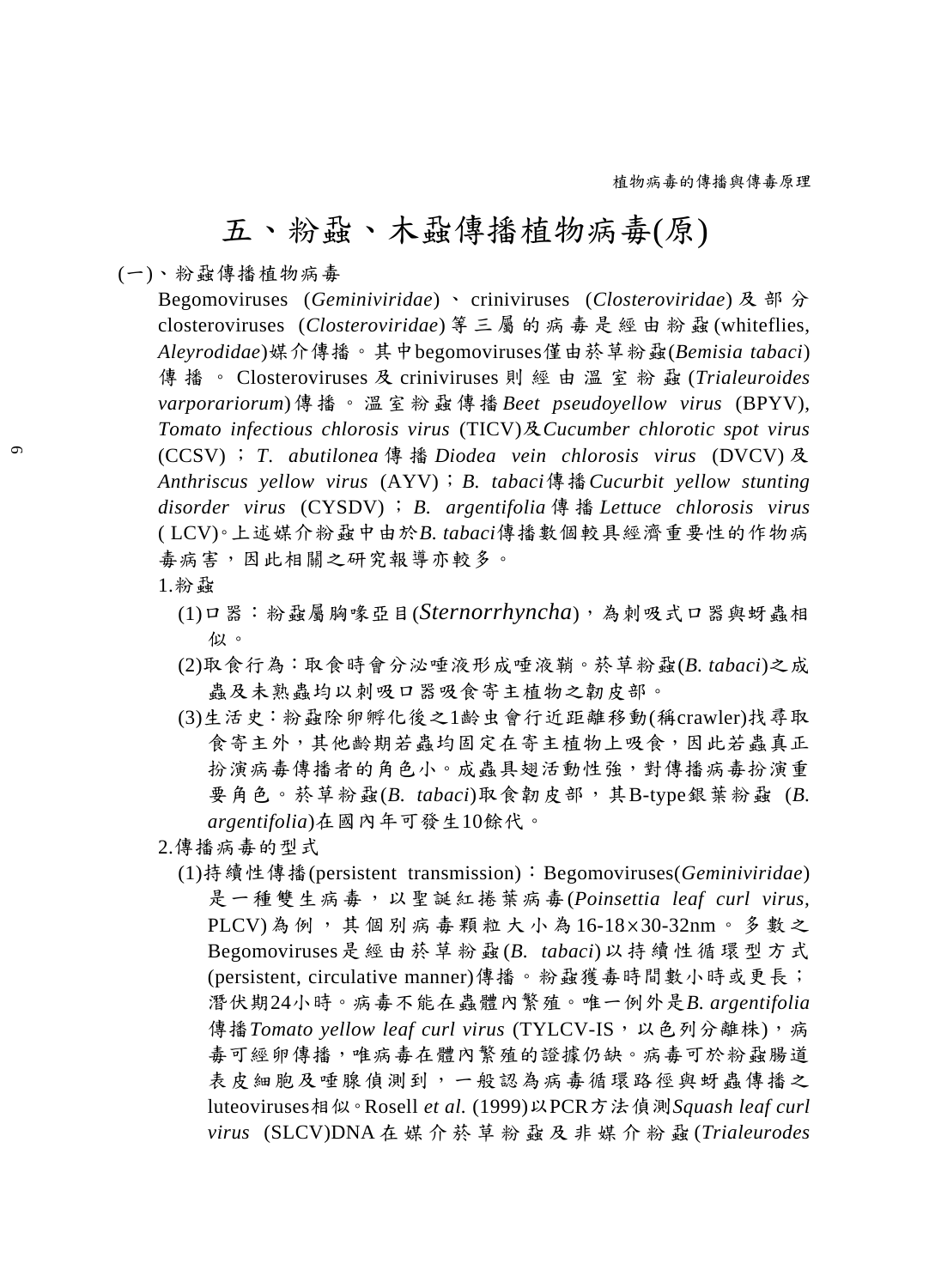# 五、粉蝨、木蝨傳播植物病毒(原)

(一)、粉蝨傳播植物病毒

Begomoviruses (*Geminiviridae*) 、 criniviruses (*Closteroviridae*) 及部分 closteroviruses (*Closteroviridae*) 等三屬的病毒是經由粉蝨 (whiteflies, *Aleyrodidae*)媒介傳播。其中begomoviruses僅由菸草粉蝨(*Bemisia tabaci*)傳播。Closteroviruses 及 criniviruses 則經由溫室粉蝨 (*Trialeuroides varporariorum*) 傳播。溫室粉蝨傳播 *Beet pseudoyellow virus* (BPYV), *Tomato infectious chlorosis virus* (TICV)及*Cucumber chlorotic spot virus* (CCSV)；*T. abutilonea* 傳播 *Diodea vein chlorosis virus* (DVCV) 及 *Anthriscus yellow virus* (AYV)；*B. tabaci*傳播*Cucurbit yellow stunting disorder virus* (CYSDV)；*B. argentifolia* 傳播 *Lettuce chlorosis virus* ( LCV)。上述媒介粉蝨中由於*B. tabaci*傳播數個較具經濟重要性的作物病毒病害，因此相關之研究報導亦較多。

1.粉蝨

(1)口器：粉蝨屬胸喙亞目(*Sternorrhyncha*)，為刺吸式口器與蚜蟲相似。

(2)取食行為：取食時會分泌唾液形成唾液鞘。菸草粉蝨(*B. tabaci*)之成蟲及未熟蟲均以刺吸口器吸食寄主植物之韌皮部。

(3)生活史：粉蝨除卵孵化後之1齡虫會行近距離移動(稱crawler)找尋取食寄主外，其他齡期若蟲均固定在寄主植物上吸食，因此若蟲真正扮演病毒傳播者的角色小。成蟲具翅活動性強，對傳播病毒扮演重要角色。菸草粉蝨(*B. tabaci*)取食韌皮部，其B-type銀葉粉蝨 (*B. argentifolia*)在國內年可發生10餘代。

2.傳播病毒的型式

(1)持續性傳播(persistent transmission)：Begomoviruses(*Geminiviridae*)是一種雙生病毒，以聖誕紅捲葉病毒(*Poinsettia leaf curl virus,* PLCV)為例，其個別病毒顆粒大小為16-18×30-32nm。多數之Begomoviruses是經由菸草粉蝨(*B. tabaci*)以持續性循環型方式(persistent, circulative manner)傳播。粉蝨獲毒時間數小時或更長；潛伏期24小時。病毒不能在蟲體內繁殖。唯一例外是*B. argentifolia* 傳播*Tomato yellow leaf curl virus* (TYLCV-IS，以色列分離株)，病毒可經卵傳播，唯病毒在體內繁殖的證據仍缺。病毒可於粉蝨腸道表皮細胞及唾腺偵測到，一般認為病毒循環路徑與蚜蟲傳播之luteoviruses相似。Rosell *et al.* (1999)以PCR方法偵測*Squash leaf curl virus* (SLCV)DNA在媒介菸草粉蝨及非媒介粉蝨(*Trialeurodes*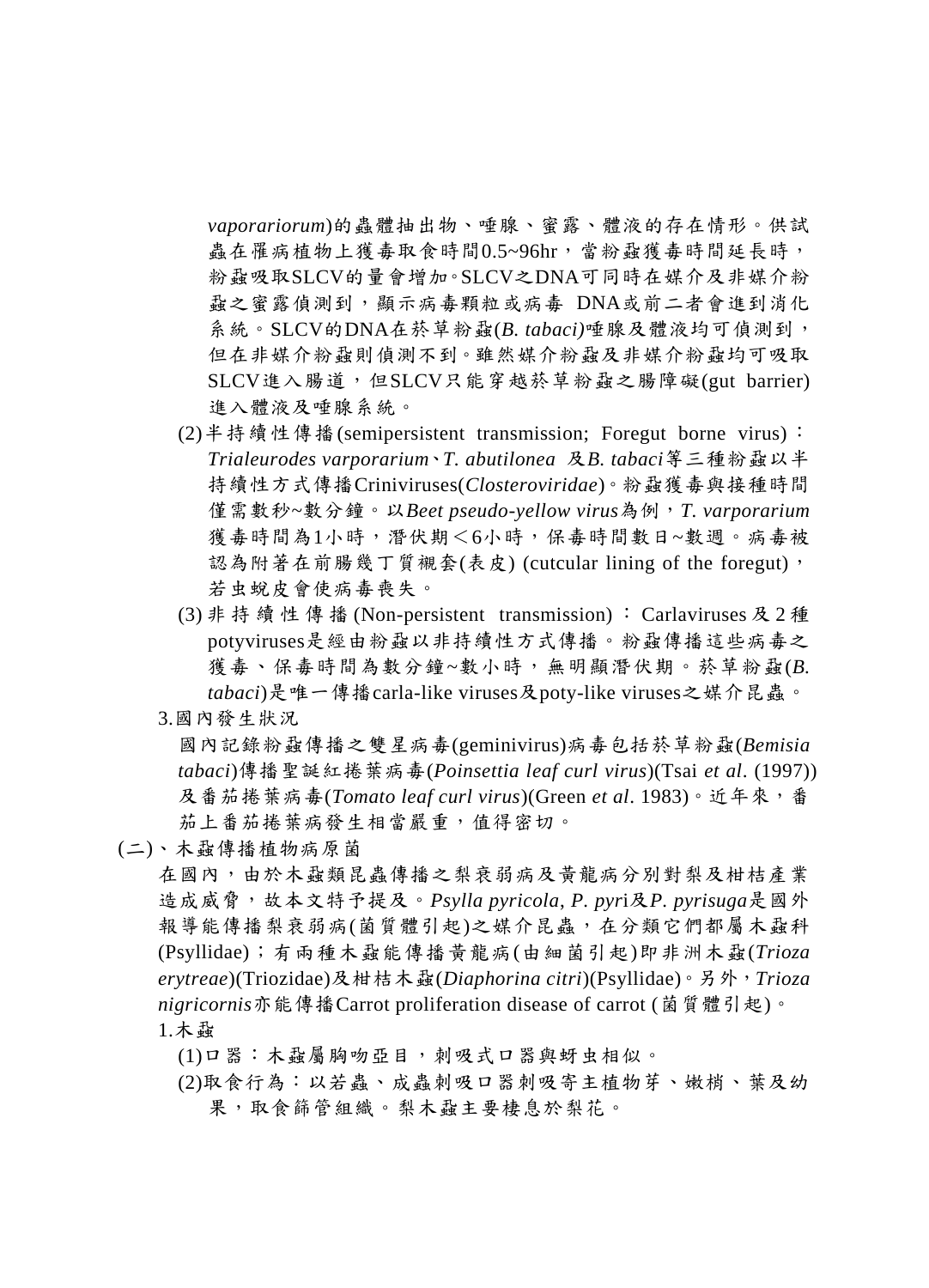*vaporariorum*)的蟲體抽出物、唾腺、蜜露、體液的存在情形。供試蟲在罹病植物上獲毒取食時間0.5~96hr，當粉蝨獲毒時間延長時，粉蝨吸取SLCV的量會增加。SLCV之DNA可同時在媒介及非媒介粉蝨之蜜露偵測到，顯示病毒顆粒或病毒 DNA或前二者會進到消化系統。SLCV的DNA在菸草粉蝨(*B. tabaci)*唾腺及體液均可偵測到，但在非媒介粉蝨則偵測不到。雖然媒介粉蝨及非媒介粉蝨均可吸取SLCV進入腸道，但SLCV只能穿越菸草粉蝨之腸障礙(gut barrier)進入體液及唾腺系統。

(2) 半持續性傳播(semipersistent transmission; Foregut borne virus)：*Trialeurodes varporarium*、*T. abutilonea* 及*B. tabaci*等三種粉蝨以半持續性方式傳播Criniviruses(*Closteroviridae*)。粉蝨獲毒與接種時間僅需數秒~數分鐘。以*Beet pseudo-yellow virus*為例，*T. varporarium* 獲毒時間為1小時，潛伏期＜6小時，保毒時間數日~數週。病毒被認為附著在前腸幾丁質襯套(表皮) (cutcular lining of the foregut)，若虫蛻皮會使病毒喪失。

(3) 非持續性傳播(Non-persistent transmission)：Carlaviruses及2種potyviruses是經由粉蝨以非持續性方式傳播。粉蝨傳播這些病毒之獲毒、保毒時間為數分鐘~數小時，無明顯潛伏期。菸草粉蝨(*B. tabaci*)是唯一傳播carla-like viruses及poty-like viruses之媒介昆蟲。

3.國內發生狀況

國內記錄粉蝨傳播之雙星病毒(geminivirus)病毒包括菸草粉蝨(*Bemisia tabaci*)傳播聖誕紅捲葉病毒(*Poinsettia leaf curl virus*)(Tsai *et al*. (1997)) 及番茄捲葉病毒(*Tomato leaf curl virus*)(Green *et al*. 1983)。近年來，番茄上番茄捲葉病發生相當嚴重，值得密切。

(二)、木蝨傳播植物病原菌

在國內，由於木蝨類昆蟲傳播之梨衰弱病及黃龍病分別對梨及柑桔產業造成威脅，故本文特予提及。*Psylla pyricola*, *P. pyri*及*P. pyrisuga*是國外報導能傳播梨衰弱病(菌質體引起)之媒介昆蟲，在分類它們都屬木蝨科(Psyllidae)；有兩種木蝨能傳播黃龍病(由細菌引起)即非洲木蝨(*Trioza erytreae*)(Triozidae)及柑桔木蝨(*Diaphorina citri*)(Psyllidae)。另外，*Trioza nigricornis*亦能傳播Carrot proliferation disease of carrot (菌質體引起)。

1.木蝨

(1)口器：木蝨屬胸吻亞目，刺吸式口器與蚜虫相似。

(2)取食行為：以若蟲、成蟲刺吸口器刺吸寄主植物芽、嫩梢、葉及幼果，取食篩管組織。梨木蝨主要棲息於梨花。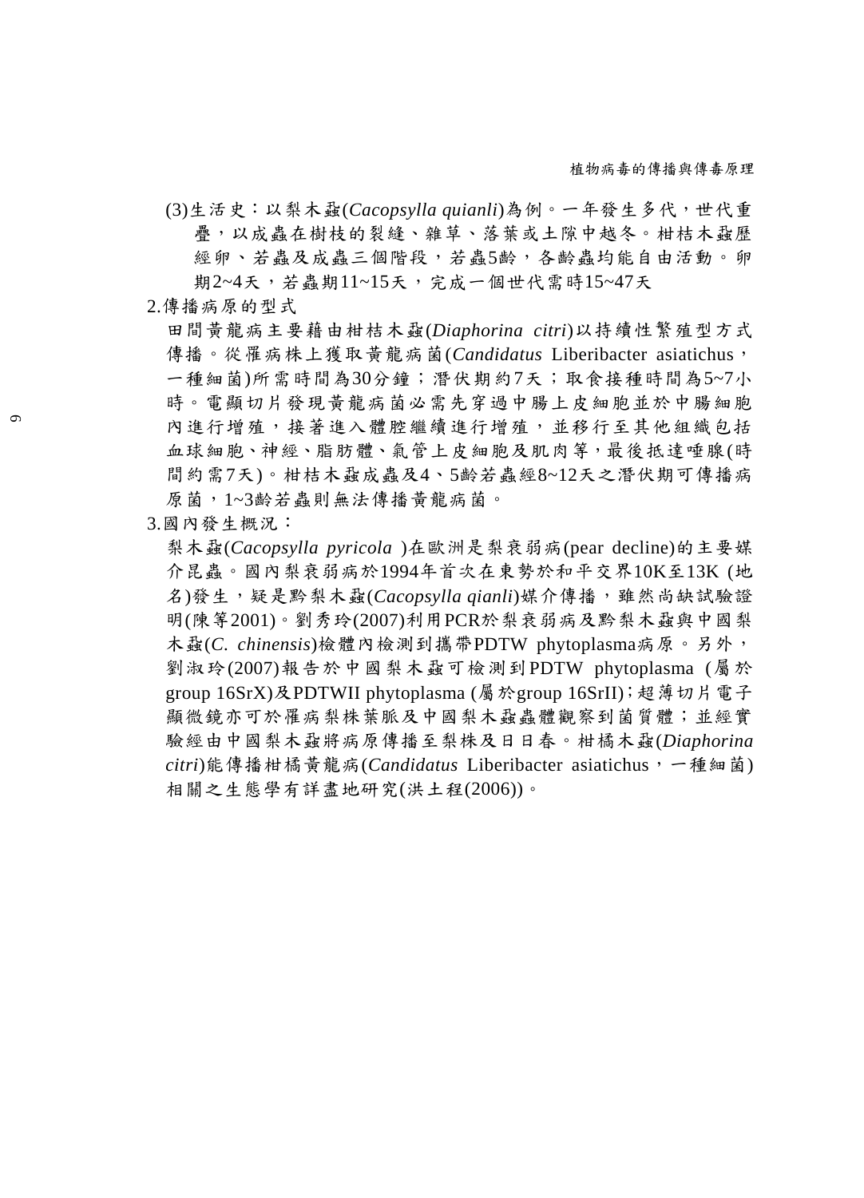(3)生活史：以梨木蝨(*Cacopsylla quianli*)為例。一年發生多代，世代重疊，以成蟲在樹枝的裂縫、雜草、落葉或土隙中越冬。柑桔木蝨歷經卵、若蟲及成蟲三個階段，若蟲5齡，各齡蟲均能自由活動。卵期2~4天，若蟲期11~15天，完成一個世代需時15~47天

2.傳播病原的型式

田間黃龍病主要藉由柑桔木蝨(*Diaphorina citri*)以持續性繁殖型方式傳播。從罹病株上獲取黃龍病菌(*Candidatus* Liberibacter asiatichus，一種細菌)所需時間為30分鐘；潛伏期約7天；取食接種時間為5~7小時。電顯切片發現黃龍病菌必需先穿過中腸上皮細胞並於中腸細胞內進行增殖，接著進入體腔繼續進行增殖，並移行至其他組織包括血球細胞、神經、脂肪體、氣管上皮細胞及肌肉等，最後抵達唾腺(時間約需7天)。柑桔木蝨成蟲及4、5齡若蟲經8~12天之潛伏期可傳播病原菌，1~3齡若蟲則無法傳播黃龍病菌。

3.國內發生概況：

梨木蝨(*Cacopsylla pyricola* )在歐洲是梨衰弱病(pear decline)的主要媒介昆蟲。國內梨衰弱病於1994年首次在東勢於和平交界10K至13K (地名)發生，疑是黔梨木蝨(*Cacopsylla qianli*)媒介傳播，雖然尚缺試驗證明(陳等2001)。劉秀玲(2007)利用PCR於梨衰弱病及黔梨木蝨與中國梨木蝨(*C. chinensis*)檢體內檢測到攜帶PDTW phytoplasma病原。另外，劉淑玲(2007)報告於中國梨木蝨可檢測到PDTW phytoplasma (屬於group 16SrX)及PDTWII phytoplasma (屬於group 16SrII)；超薄切片電子顯微鏡亦可於罹病梨株葉脈及中國梨木蝨蟲體觀察到菌質體；並經實驗經由中國梨木蝨將病原傳播至梨株及日日春。柑橘木蝨(*Diaphorina citri*)能傳播柑橘黃龍病(*Candidatus* Liberibacter asiatichus，一種細菌)相關之生態學有詳盡地研究(洪土程(2006))。